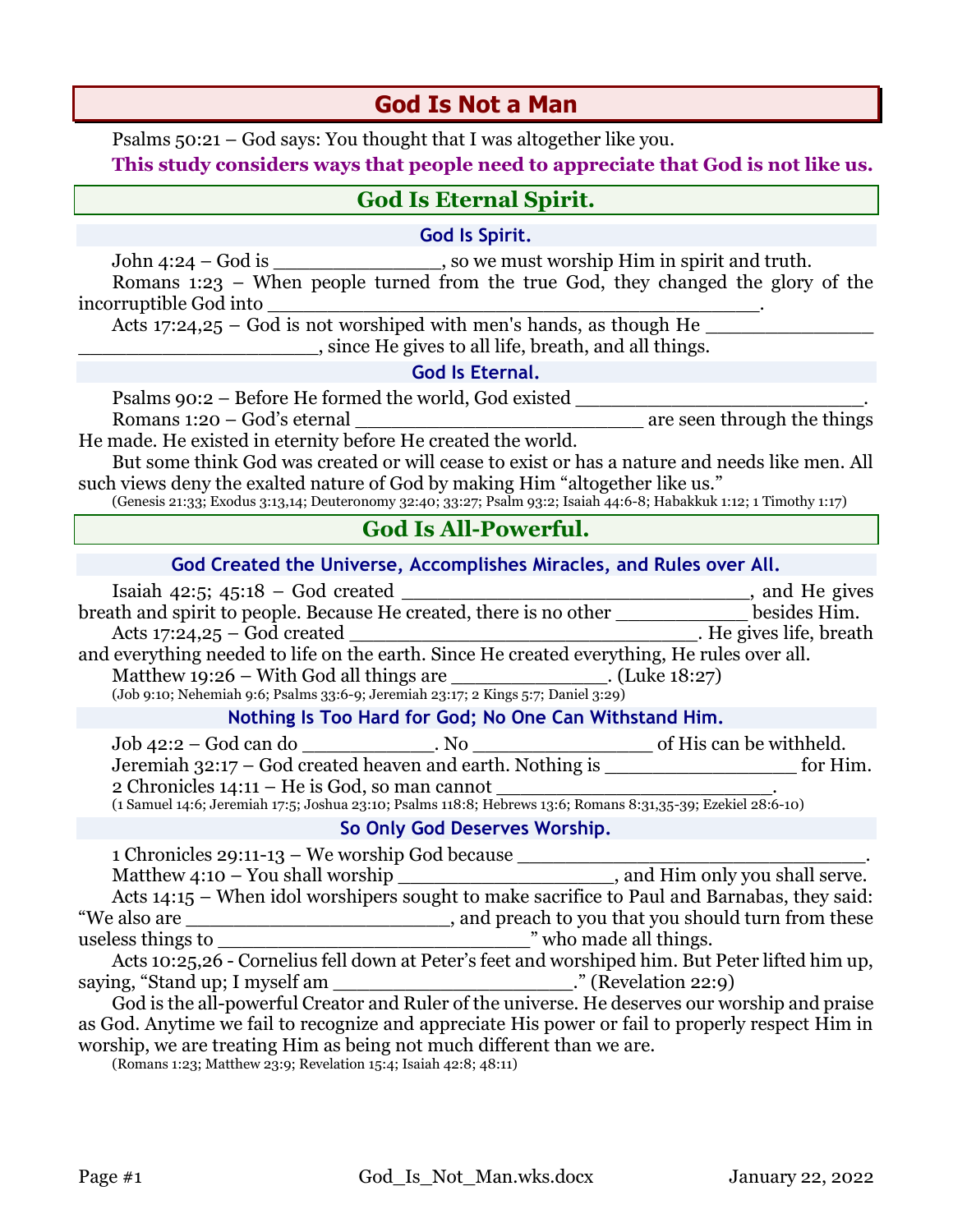# God Is Not a Man

Psalms 50:21 – God says: You thought that I was altogether like you.

**This study considers ways that people need to appreciate that God is not like us.**

## God Is Eternal Spirit.

### God Is Spirit.

John 4:24 – God is _______________, so we must worship Him in spirit and truth.

Romans 1:23 – When people turned from the true God, they changed the glory of the incorruptible God into ___________________________________________.

Acts 17:24,25 – God is not worshiped with men's hands, as though He _______________ _____________________, since He gives to all life, breath, and all things.

### God Is Eternal.

Psalms 90:2 – Before He formed the world, God existed ___________________________.

Romans 1:20 – God's eternal ___________________________ are seen through the things He made. He existed in eternity before He created the world.

But some think God was created or will cease to exist or has a nature and needs like men. All such views deny the exalted nature of God by making Him "altogether like us."

(Genesis 21:33; Exodus 3:13,14; Deuteronomy 32:40; 33:27; Psalm 93:2; Isaiah 44:6-8; Habakkuk 1:12; 1 Timothy 1:17)

## God Is All-Powerful.

### God Created the Universe, Accomplishes Miracles, and Rules over All.

Isaiah 42:5; 45:18 – God created ________________________________, and He gives breath and spirit to people. Because He created, there is no other ____________ besides Him.

Acts 17:24,25 – God created ________________________________. He gives life, breath and everything needed to life on the earth. Since He created everything, He rules over all.

Matthew 19:26 – With God all things are ______________. (Luke 18:27)

(Job 9:10; Nehemiah 9:6; Psalms 33:6-9; Jeremiah 23:17; 2 Kings 5:7; Daniel 3:29)

### Nothing Is Too Hard for God; No One Can Withstand Him.

Job 42:2 – God can do ____________. No ________________ of His can be withheld.

Jeremiah 32:17 – God created heaven and earth. Nothing is _________________ for Him.

2 Chronicles 14:11 – He is God, so man cannot _________________________.

(1 Samuel 14:6; Jeremiah 17:5; Joshua 23:10; Psalms 118:8; Hebrews 13:6; Romans 8:31,35-39; Ezekiel 28:6-10)

### So Only God Deserves Worship.

1 Chronicles 29:11-13 – We worship God because _________________________________.

Matthew 4:10 – You shall worship ___________________, and Him only you shall serve.

Acts 14:15 – When idol worshipers sought to make sacrifice to Paul and Barnabas, they said: "We also are ________________________, and preach to you that you should turn from these useless things to ____________________________" who made all things.

Acts 10:25,26 - Cornelius fell down at Peter's feet and worshiped him. But Peter lifted him up, saying, "Stand up; I myself am _____________________." (Revelation 22:9)

God is the all-powerful Creator and Ruler of the universe. He deserves our worship and praise as God. Anytime we fail to recognize and appreciate His power or fail to properly respect Him in worship, we are treating Him as being not much different than we are.

(Romans 1:23; Matthew 23:9; Revelation 15:4; Isaiah 42:8; 48:11)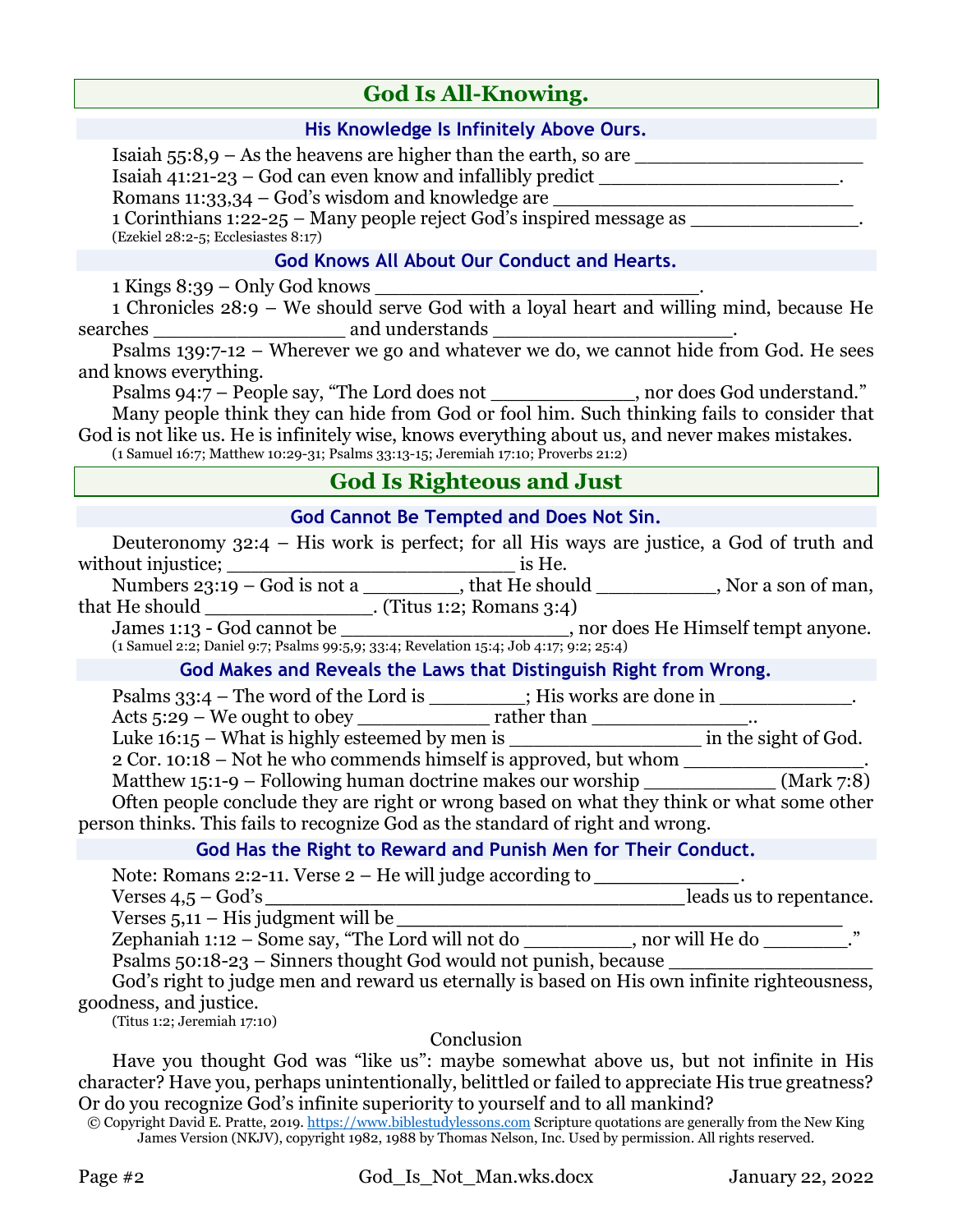## God Is All-Knowing.

### His Knowledge Is Infinitely Above Ours.

Isaiah 55:8,9 – As the heavens are higher than the earth, so are ____________________

Isaiah 41:21-23 – God can even know and infallibly predict _____________________.

Romans 11:33,34 – God's wisdom and knowledge are ___________________________

1 Corinthians 1:22-25 – Many people reject God's inspired message as _______________.

(Ezekiel 28:2-5; Ecclesiastes 8:17)

### God Knows All About Our Conduct and Hearts.

1 Kings 8:39 – Only God knows _____________________________.

1 Chronicles 28:9 – We should serve God with a loyal heart and willing mind, because He searches _________________ and understands _____________________.

Psalms 139:7-12 – Wherever we go and whatever we do, we cannot hide from God. He sees and knows everything.

Psalms 94:7 – People say, "The Lord does not ____________, nor does God understand."

Many people think they can hide from God or fool him. Such thinking fails to consider that God is not like us. He is infinitely wise, knows everything about us, and never makes mistakes.

(1 Samuel 16:7; Matthew 10:29-31; Psalms 33:13-15; Jeremiah 17:10; Proverbs 21:2)

## God Is Righteous and Just

### God Cannot Be Tempted and Does Not Sin.

Deuteronomy 32:4 – His work is perfect; for all His ways are justice, a God of truth and without injustice; _________________________ is He.

Numbers 23:19 – God is not a ________, that He should __________, Nor a son of man, that He should _______________. (Titus 1:2; Romans 3:4)

James 1:13 - God cannot be ____________________, nor does He Himself tempt anyone.

(1 Samuel 2:2; Daniel 9:7; Psalms 99:5,9; 33:4; Revelation 15:4; Job 4:17; 9:2; 25:4)

### God Makes and Reveals the Laws that Distinguish Right from Wrong.

Psalms 33:4 – The word of the Lord is ________; His works are done in ___________.

Acts 5:29 – We ought to obey ___________ rather than _____________..

Luke 16:15 – What is highly esteemed by men is ________________ in the sight of God.

2 Cor. 10:18 – Not he who commends himself is approved, but whom _______________.

Matthew 15:1-9 – Following human doctrine makes our worship ___________ (Mark 7:8)

Often people conclude they are right or wrong based on what they think or what some other person thinks. This fails to recognize God as the standard of right and wrong.

### God Has the Right to Reward and Punish Men for Their Conduct.

Note: Romans 2:2-11. Verse 2 – He will judge according to _____________.

Verses 4,5 – God's ___________________________________ leads us to repentance.

Verses 5,11 – His judgment will be ______________________________________

Zephaniah 1:12 – Some say, "The Lord will not do _________, nor will He do _______."

Psalms 50:18-23 – Sinners thought God would not punish, because _________________

God's right to judge men and reward us eternally is based on His own infinite righteousness, goodness, and justice.

(Titus 1:2; Jeremiah 17:10)

Conclusion

Have you thought God was "like us": maybe somewhat above us, but not infinite in His character? Have you, perhaps unintentionally, belittled or failed to appreciate His true greatness? Or do you recognize God's infinite superiority to yourself and to all mankind?

© Copyright David E. Pratte, 2019. https://www.biblestudylessons.com Scripture quotations are generally from the New King James Version (NKJV), copyright 1982, 1988 by Thomas Nelson, Inc. Used by permission. All rights reserved.